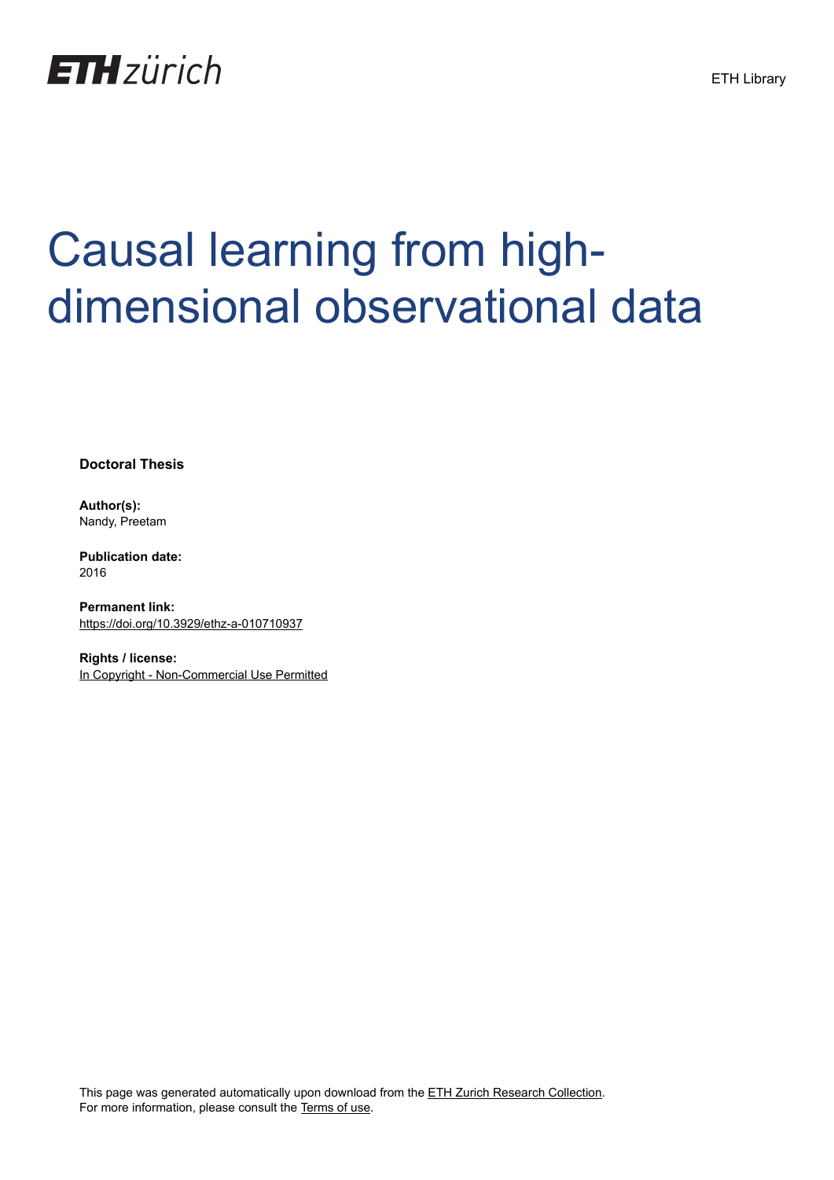ETH zürich

ETH Library

# Causal learning from high-dimensional observational data

**Doctoral Thesis**

**Author(s):**
Nandy, Preetam

**Publication date:**
2016

**Permanent link:**
https://doi.org/10.3929/ethz-a-010710937

**Rights / license:**
In Copyright - Non-Commercial Use Permitted

This page was generated automatically upon download from the ETH Zurich Research Collection.
For more information, please consult the Terms of use.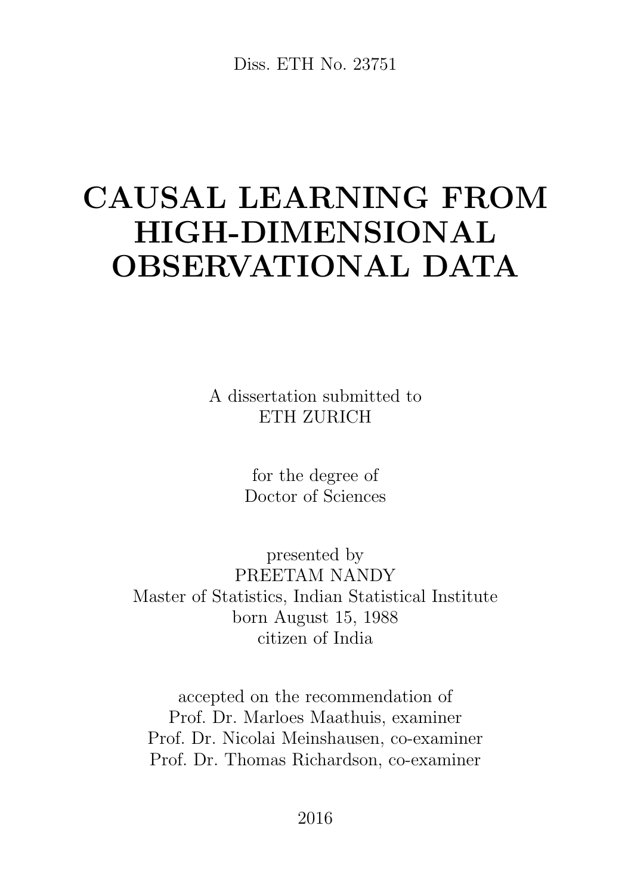Diss. ETH No. 23751

# CAUSAL LEARNING FROM HIGH-DIMENSIONAL OBSERVATIONAL DATA

A dissertation submitted to
ETH ZURICH

for the degree of
Doctor of Sciences

presented by
PREETAM NANDY
Master of Statistics, Indian Statistical Institute
born August 15, 1988
citizen of India

accepted on the recommendation of
Prof. Dr. Marloes Maathuis, examiner
Prof. Dr. Nicolai Meinshausen, co-examiner
Prof. Dr. Thomas Richardson, co-examiner

2016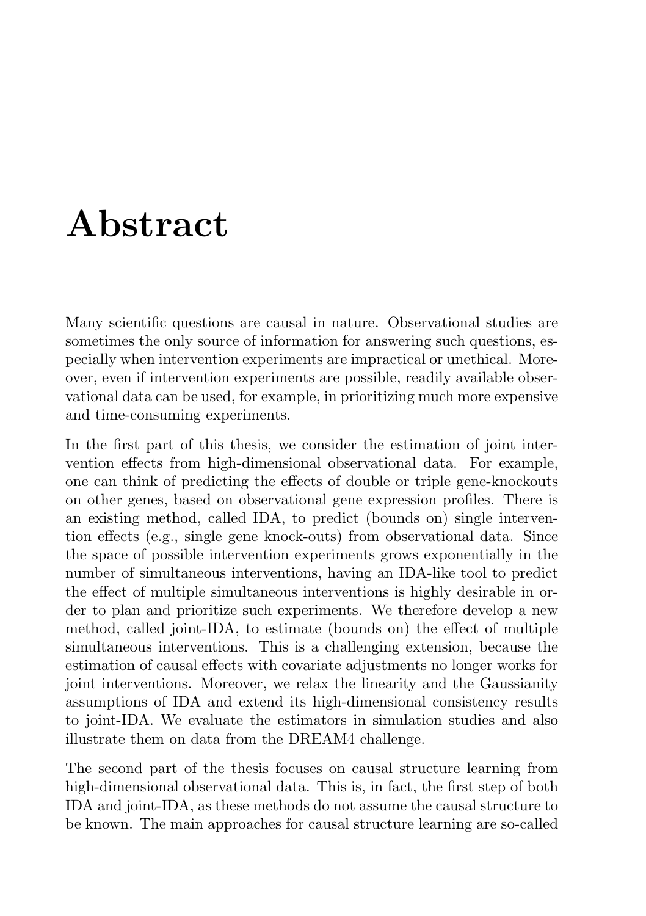# Abstract

Many scientific questions are causal in nature. Observational studies are sometimes the only source of information for answering such questions, especially when intervention experiments are impractical or unethical. Moreover, even if intervention experiments are possible, readily available observational data can be used, for example, in prioritizing much more expensive and time-consuming experiments.

In the first part of this thesis, we consider the estimation of joint intervention effects from high-dimensional observational data. For example, one can think of predicting the effects of double or triple gene-knockouts on other genes, based on observational gene expression profiles. There is an existing method, called IDA, to predict (bounds on) single intervention effects (e.g., single gene knock-outs) from observational data. Since the space of possible intervention experiments grows exponentially in the number of simultaneous interventions, having an IDA-like tool to predict the effect of multiple simultaneous interventions is highly desirable in order to plan and prioritize such experiments. We therefore develop a new method, called joint-IDA, to estimate (bounds on) the effect of multiple simultaneous interventions. This is a challenging extension, because the estimation of causal effects with covariate adjustments no longer works for joint interventions. Moreover, we relax the linearity and the Gaussianity assumptions of IDA and extend its high-dimensional consistency results to joint-IDA. We evaluate the estimators in simulation studies and also illustrate them on data from the DREAM4 challenge.

The second part of the thesis focuses on causal structure learning from high-dimensional observational data. This is, in fact, the first step of both IDA and joint-IDA, as these methods do not assume the causal structure to be known. The main approaches for causal structure learning are so-called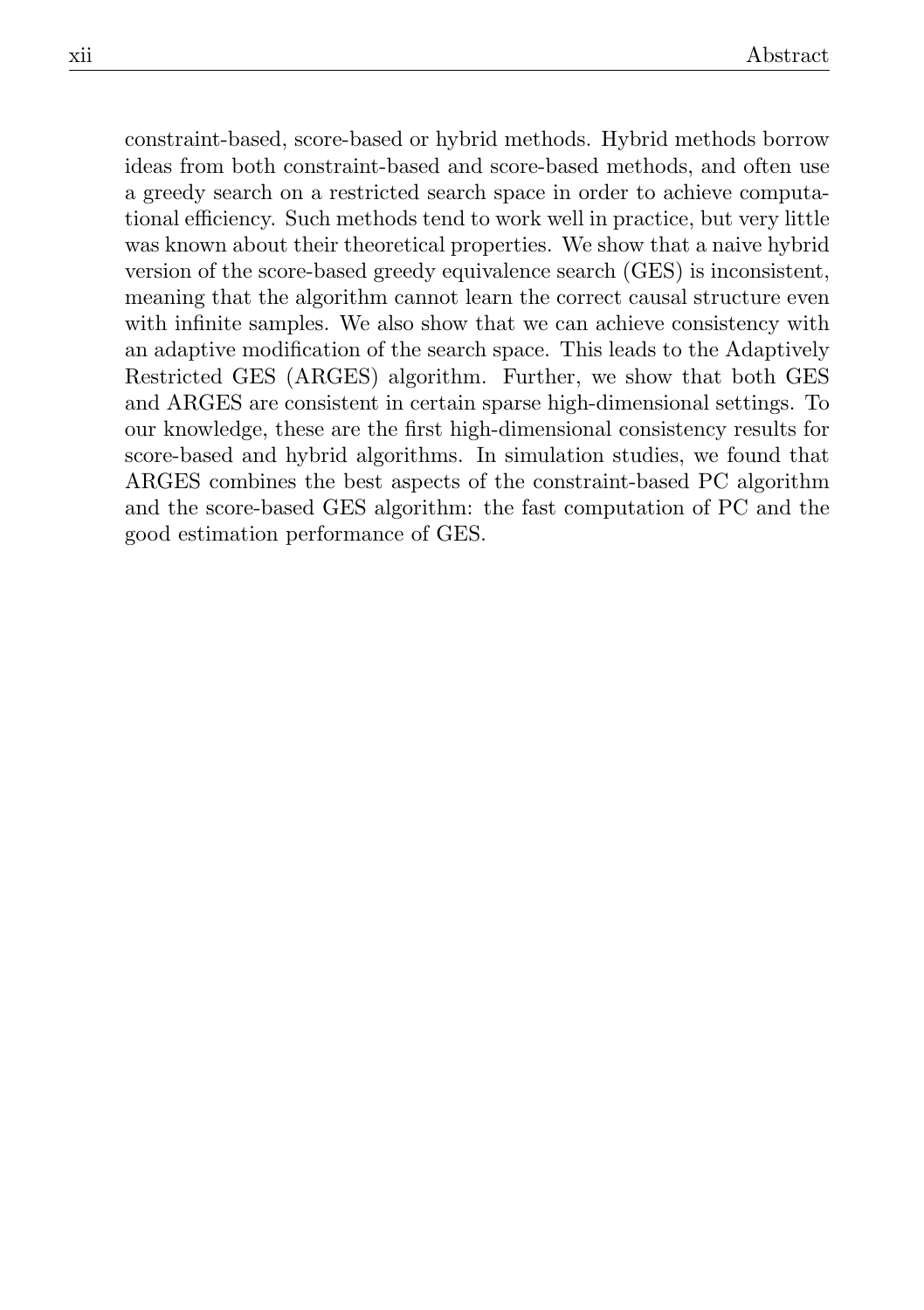constraint-based, score-based or hybrid methods. Hybrid methods borrow ideas from both constraint-based and score-based methods, and often use a greedy search on a restricted search space in order to achieve computational efficiency. Such methods tend to work well in practice, but very little was known about their theoretical properties. We show that a naive hybrid version of the score-based greedy equivalence search (GES) is inconsistent, meaning that the algorithm cannot learn the correct causal structure even with infinite samples. We also show that we can achieve consistency with an adaptive modification of the search space. This leads to the Adaptively Restricted GES (ARGES) algorithm. Further, we show that both GES and ARGES are consistent in certain sparse high-dimensional settings. To our knowledge, these are the first high-dimensional consistency results for score-based and hybrid algorithms. In simulation studies, we found that ARGES combines the best aspects of the constraint-based PC algorithm and the score-based GES algorithm: the fast computation of PC and the good estimation performance of GES.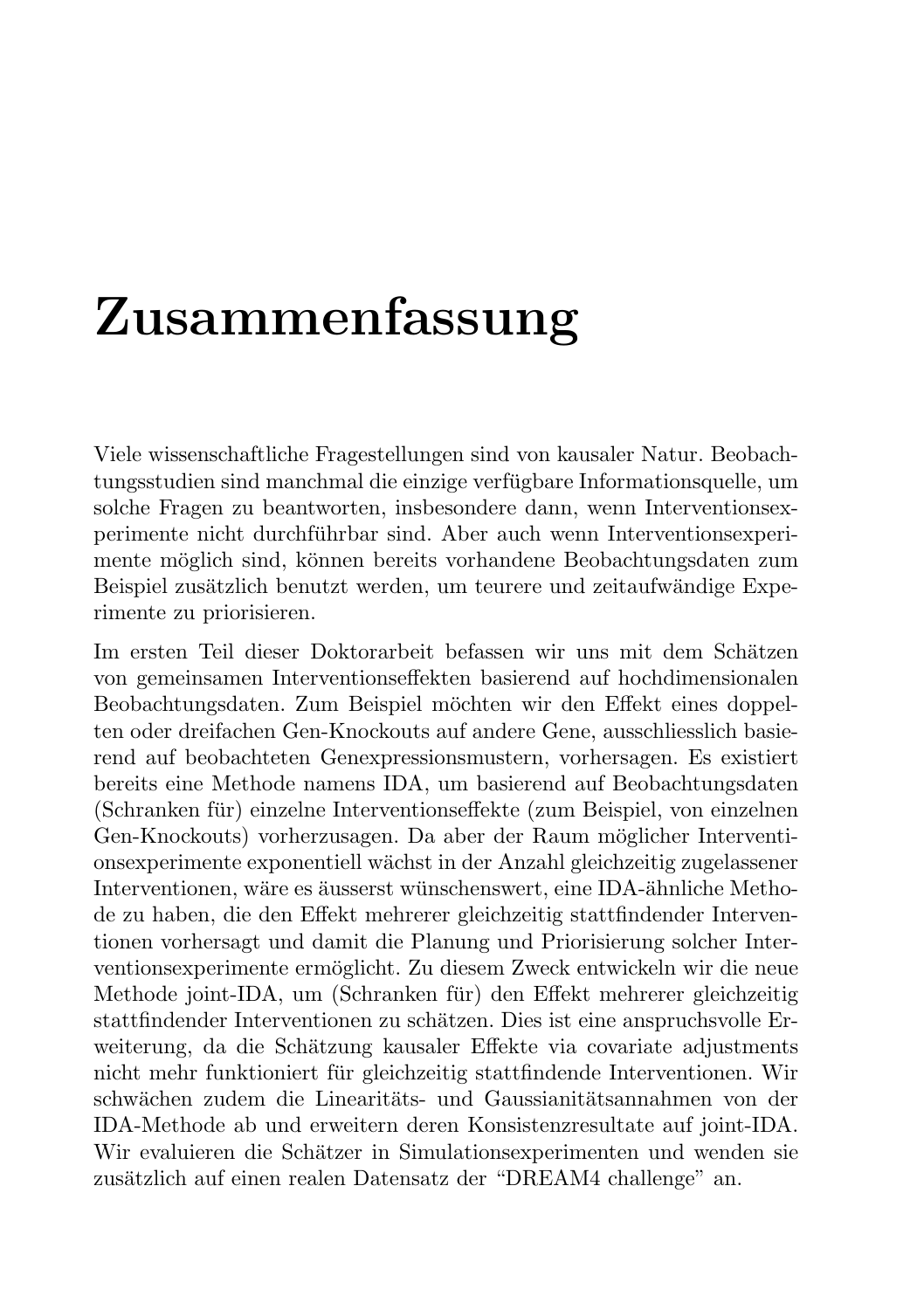# Zusammenfassung

Viele wissenschaftliche Fragestellungen sind von kausaler Natur. Beobachtungsstudien sind manchmal die einzige verfügbare Informationsquelle, um solche Fragen zu beantworten, insbesondere dann, wenn Interventionsexperimente nicht durchführbar sind. Aber auch wenn Interventionsexperimente möglich sind, können bereits vorhandene Beobachtungsdaten zum Beispiel zusätzlich benutzt werden, um teurere und zeitaufwändige Experimente zu priorisieren.

Im ersten Teil dieser Doktorarbeit befassen wir uns mit dem Schätzen von gemeinsamen Interventionseffekten basierend auf hochdimensionalen Beobachtungsdaten. Zum Beispiel möchten wir den Effekt eines doppelten oder dreifachen Gen-Knockouts auf andere Gene, ausschliesslich basierend auf beobachteten Genexpressionsmustern, vorhersagen. Es existiert bereits eine Methode namens IDA, um basierend auf Beobachtungsdaten (Schranken für) einzelne Interventionseffekte (zum Beispiel, von einzelnen Gen-Knockouts) vorherzusagen. Da aber der Raum möglicher Interventionsexperimente exponentiell wächst in der Anzahl gleichzeitig zugelassener Interventionen, wäre es äusserst wünschenswert, eine IDA-ähnliche Methode zu haben, die den Effekt mehrerer gleichzeitig stattfindender Interventionen vorhersagt und damit die Planung und Priorisierung solcher Interventionsexperimente ermöglicht. Zu diesem Zweck entwickeln wir die neue Methode joint-IDA, um (Schranken für) den Effekt mehrerer gleichzeitig stattfindender Interventionen zu schätzen. Dies ist eine anspruchsvolle Erweiterung, da die Schätzung kausaler Effekte via covariate adjustments nicht mehr funktioniert für gleichzeitig stattfindende Interventionen. Wir schwächen zudem die Linearitäts- und Gaussianitätsannahmen von der IDA-Methode ab und erweitern deren Konsistenzresultate auf joint-IDA. Wir evaluieren die Schätzer in Simulationsexperimenten und wenden sie zusätzlich auf einen realen Datensatz der "DREAM4 challenge" an.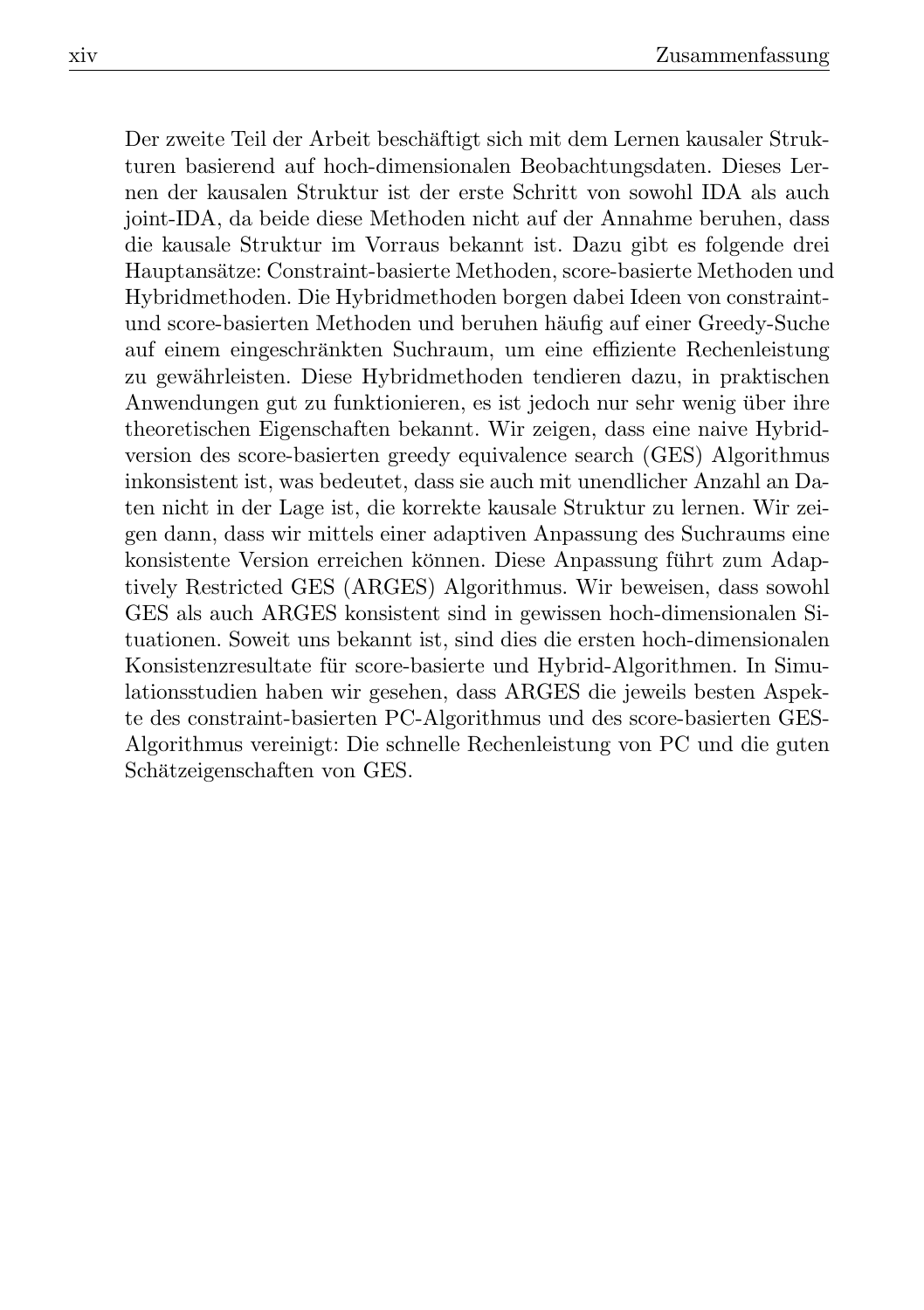Der zweite Teil der Arbeit beschäftigt sich mit dem Lernen kausaler Strukturen basierend auf hoch-dimensionalen Beobachtungsdaten. Dieses Lernen der kausalen Struktur ist der erste Schritt von sowohl IDA als auch joint-IDA, da beide diese Methoden nicht auf der Annahme beruhen, dass die kausale Struktur im Vorraus bekannt ist. Dazu gibt es folgende drei Hauptansätze: Constraint-basierte Methoden, score-basierte Methoden und Hybridmethoden. Die Hybridmethoden borgen dabei Ideen von constraint- und score-basierten Methoden und beruhen häufig auf einer Greedy-Suche auf einem eingeschränkten Suchraum, um eine effiziente Rechenleistung zu gewährleisten. Diese Hybridmethoden tendieren dazu, in praktischen Anwendungen gut zu funktionieren, es ist jedoch nur sehr wenig über ihre theoretischen Eigenschaften bekannt. Wir zeigen, dass eine naive Hybridversion des score-basierten greedy equivalence search (GES) Algorithmus inkonsistent ist, was bedeutet, dass sie auch mit unendlicher Anzahl an Daten nicht in der Lage ist, die korrekte kausale Struktur zu lernen. Wir zeigen dann, dass wir mittels einer adaptiven Anpassung des Suchraums eine konsistente Version erreichen können. Diese Anpassung führt zum Adaptively Restricted GES (ARGES) Algorithmus. Wir beweisen, dass sowohl GES als auch ARGES konsistent sind in gewissen hoch-dimensionalen Situationen. Soweit uns bekannt ist, sind dies die ersten hoch-dimensionalen Konsistenzresultate für score-basierte und Hybrid-Algorithmen. In Simulationsstudien haben wir gesehen, dass ARGES die jeweils besten Aspekte des constraint-basierten PC-Algorithmus und des score-basierten GES-Algorithmus vereinigt: Die schnelle Rechenleistung von PC und die guten Schätzeigenschaften von GES.